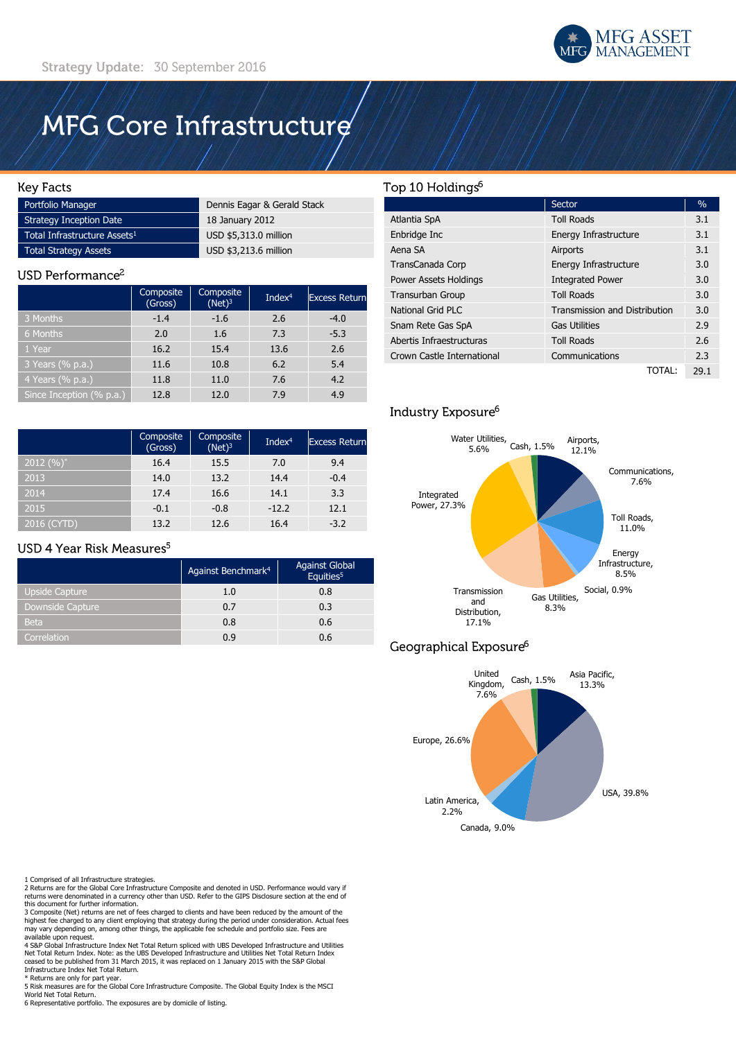Strategy Update: 30 September 2016

MFG ASSET MANAGEMENT

# MFG Core Infrastructure

## Key Facts

| | |
|---|---|
| Portfolio Manager | Dennis Eagar & Gerald Stack |
| Strategy Inception Date | 18 January 2012 |
| Total Infrastructure Assets[1] | USD $5,313.0 million |
| Total Strategy Assets | USD $3,213.6 million |

## USD Performance[2]

| | Composite (Gross) | Composite (Net)[3] | Index[4] | Excess Return |
|---|---|---|---|---|
| 3 Months | -1.4 | -1.6 | 2.6 | -4.0 |
| 6 Months | 2.0 | 1.6 | 7.3 | -5.3 |
| 1 Year | 16.2 | 15.4 | 13.6 | 2.6 |
| 3 Years (% p.a.) | 11.6 | 10.8 | 6.2 | 5.4 |
| 4 Years (% p.a.) | 11.8 | 11.0 | 7.6 | 4.2 |
| Since Inception (% p.a.) | 12.8 | 12.0 | 7.9 | 4.9 |

| | Composite (Gross) | Composite (Net)[3] | Index[4] | Excess Return |
|---|---|---|---|---|
| 2012 (%)* | 16.4 | 15.5 | 7.0 | 9.4 |
| 2013 | 14.0 | 13.2 | 14.4 | -0.4 |
| 2014 | 17.4 | 16.6 | 14.1 | 3.3 |
| 2015 | -0.1 | -0.8 | -12.2 | 12.1 |
| 2016 (CYTD) | 13.2 | 12.6 | 16.4 | -3.2 |

## USD 4 Year Risk Measures[5]

| | Against Benchmark[4] | Against Global Equities[5] |
|---|---|---|
| Upside Capture | 1.0 | 0.8 |
| Downside Capture | 0.7 | 0.3 |
| Beta | 0.8 | 0.6 |
| Correlation | 0.9 | 0.6 |

## Top 10 Holdings[6]

| | Sector | % |
|---|---|---|
| Atlantia SpA | Toll Roads | 3.1 |
| Enbridge Inc | Energy Infrastructure | 3.1 |
| Aena SA | Airports | 3.1 |
| TransCanada Corp | Energy Infrastructure | 3.0 |
| Power Assets Holdings | Integrated Power | 3.0 |
| Transurban Group | Toll Roads | 3.0 |
| National Grid PLC | Transmission and Distribution | 3.0 |
| Snam Rete Gas SpA | Gas Utilities | 2.9 |
| Abertis Infraestructuras | Toll Roads | 2.6 |
| Crown Castle International | Communications | 2.3 |
| | TOTAL: | 29.1 |

## Industry Exposure[6]

Airports, 12.1%; Communications, 7.6%; Toll Roads, 11.0%; Energy Infrastructure, 8.5%; Social, 0.9%; Gas Utilities, 8.3%; Transmission and Distribution, 17.1%; Integrated Power, 27.3%; Water Utilities, 5.6%; Cash, 1.5%

## Geographical Exposure[6]

Asia Pacific, 13.3%; USA, 39.8%; Canada, 9.0%; Latin America, 2.2%; Europe, 26.6%; United Kingdom, 7.6%; Cash, 1.5%

1 Comprised of all Infrastructure strategies.
2 Returns are for the Global Core Infrastructure Composite and denoted in USD. Performance would vary if returns were denominated in a currency other than USD. Refer to the GIPS Disclosure section at the end of this document for further information.
3 Composite (Net) returns are net of fees charged to clients and have been reduced by the amount of the highest fee charged to any client employing that strategy during the period under consideration. Actual fees may vary depending on, among other things, the applicable fee schedule and portfolio size. Fees are available upon request.
4 S&P Global Infrastructure Index Net Total Return spliced with UBS Developed Infrastructure and Utilities Net Total Return Index. Note: as the UBS Developed Infrastructure and Utilities Net Total Return Index ceased to be published from 31 March 2015, it was replaced on 1 January 2015 with the S&P Global Infrastructure Index Net Total Return.
* Returns are only for part year.
5 Risk measures are for the Global Core Infrastructure Composite. The Global Equity Index is the MSCI World Net Total Return.
6 Representative portfolio. The exposures are by domicile of listing.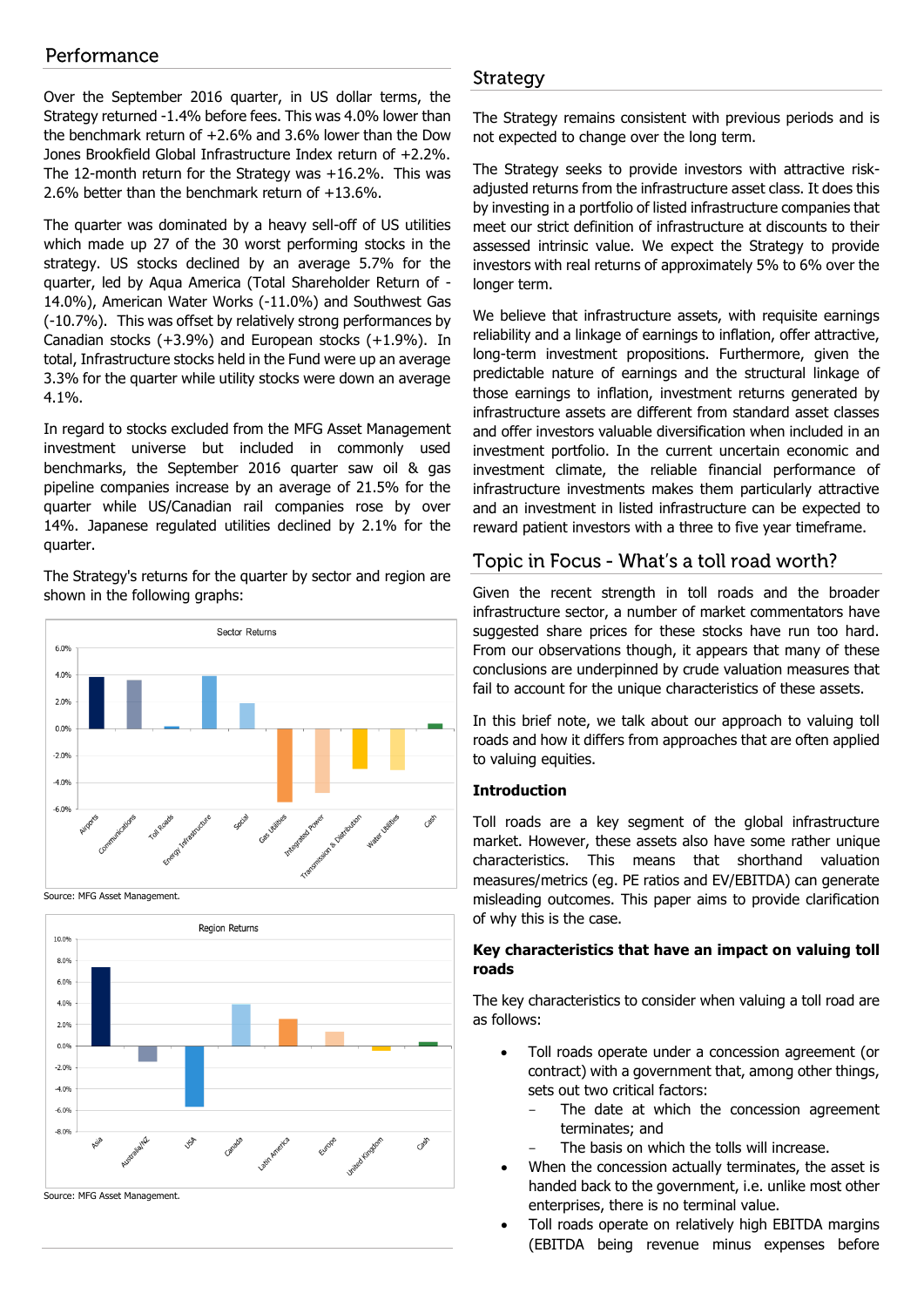## Performance

Over the September 2016 quarter, in US dollar terms, the Strategy returned -1.4% before fees. This was 4.0% lower than the benchmark return of +2.6% and 3.6% lower than the Dow Jones Brookfield Global Infrastructure Index return of +2.2%. The 12-month return for the Strategy was +16.2%. This was 2.6% better than the benchmark return of +13.6%.

The quarter was dominated by a heavy sell-off of US utilities which made up 27 of the 30 worst performing stocks in the strategy. US stocks declined by an average 5.7% for the quarter, led by Aqua America (Total Shareholder Return of -14.0%), American Water Works (-11.0%) and Southwest Gas (-10.7%). This was offset by relatively strong performances by Canadian stocks (+3.9%) and European stocks (+1.9%). In total, Infrastructure stocks held in the Fund were up an average 3.3% for the quarter while utility stocks were down an average 4.1%.

In regard to stocks excluded from the MFG Asset Management investment universe but included in commonly used benchmarks, the September 2016 quarter saw oil & gas pipeline companies increase by an average of 21.5% for the quarter while US/Canadian rail companies rose by over 14%. Japanese regulated utilities declined by 2.1% for the quarter.

The Strategy's returns for the quarter by sector and region are shown in the following graphs:

Source: MFG Asset Management.

Source: MFG Asset Management.

## Strategy

The Strategy remains consistent with previous periods and is not expected to change over the long term.

The Strategy seeks to provide investors with attractive risk-adjusted returns from the infrastructure asset class. It does this by investing in a portfolio of listed infrastructure companies that meet our strict definition of infrastructure at discounts to their assessed intrinsic value. We expect the Strategy to provide investors with real returns of approximately 5% to 6% over the longer term.

We believe that infrastructure assets, with requisite earnings reliability and a linkage of earnings to inflation, offer attractive, long-term investment propositions. Furthermore, given the predictable nature of earnings and the structural linkage of those earnings to inflation, investment returns generated by infrastructure assets are different from standard asset classes and offer investors valuable diversification when included in an investment portfolio. In the current uncertain economic and investment climate, the reliable financial performance of infrastructure investments makes them particularly attractive and an investment in listed infrastructure can be expected to reward patient investors with a three to five year timeframe.

## Topic in Focus - What's a toll road worth?

Given the recent strength in toll roads and the broader infrastructure sector, a number of market commentators have suggested share prices for these stocks have run too hard. From our observations though, it appears that many of these conclusions are underpinned by crude valuation measures that fail to account for the unique characteristics of these assets.

In this brief note, we talk about our approach to valuing toll roads and how it differs from approaches that are often applied to valuing equities.

### Introduction

Toll roads are a key segment of the global infrastructure market. However, these assets also have some rather unique characteristics. This means that shorthand valuation measures/metrics (eg. PE ratios and EV/EBITDA) can generate misleading outcomes. This paper aims to provide clarification of why this is the case.

### Key characteristics that have an impact on valuing toll roads

The key characteristics to consider when valuing a toll road are as follows:

- Toll roads operate under a concession agreement (or contract) with a government that, among other things, sets out two critical factors:
  - The date at which the concession agreement terminates; and
  - The basis on which the tolls will increase.
- When the concession actually terminates, the asset is handed back to the government, i.e. unlike most other enterprises, there is no terminal value.
- Toll roads operate on relatively high EBITDA margins (EBITDA being revenue minus expenses before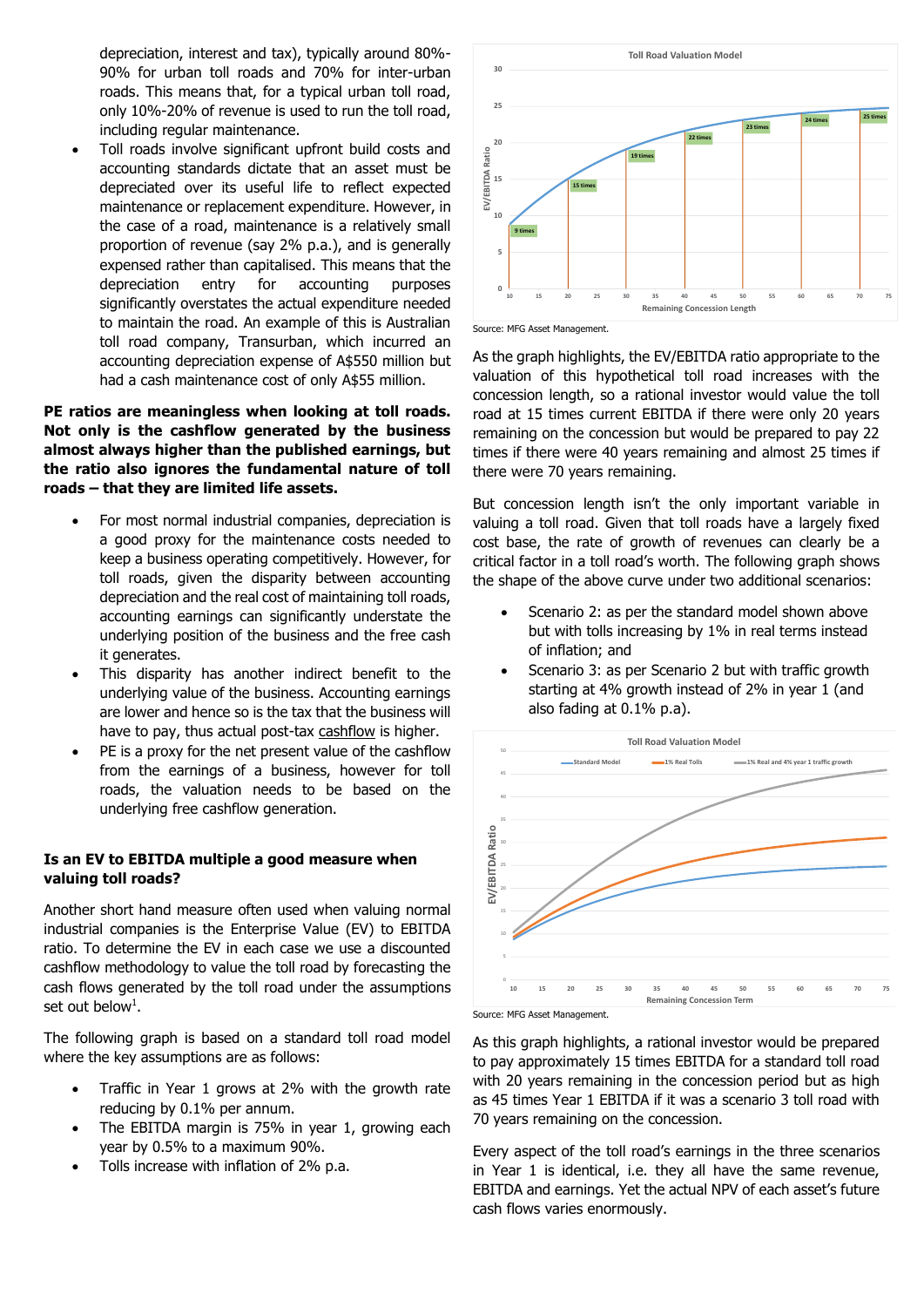depreciation, interest and tax), typically around 80%-90% for urban toll roads and 70% for inter-urban roads. This means that, for a typical urban toll road, only 10%-20% of revenue is used to run the toll road, including regular maintenance.

- Toll roads involve significant upfront build costs and accounting standards dictate that an asset must be depreciated over its useful life to reflect expected maintenance or replacement expenditure. However, in the case of a road, maintenance is a relatively small proportion of revenue (say 2% p.a.), and is generally expensed rather than capitalised. This means that the depreciation entry for accounting purposes significantly overstates the actual expenditure needed to maintain the road. An example of this is Australian toll road company, Transurban, which incurred an accounting depreciation expense of A$550 million but had a cash maintenance cost of only A$55 million.

**PE ratios are meaningless when looking at toll roads. Not only is the cashflow generated by the business almost always higher than the published earnings, but the ratio also ignores the fundamental nature of toll roads – that they are limited life assets.**

- For most normal industrial companies, depreciation is a good proxy for the maintenance costs needed to keep a business operating competitively. However, for toll roads, given the disparity between accounting depreciation and the real cost of maintaining toll roads, accounting earnings can significantly understate the underlying position of the business and the free cash it generates.
- This disparity has another indirect benefit to the underlying value of the business. Accounting earnings are lower and hence so is the tax that the business will have to pay, thus actual post-tax cashflow is higher.
- PE is a proxy for the net present value of the cashflow from the earnings of a business, however for toll roads, the valuation needs to be based on the underlying free cashflow generation.

### Is an EV to EBITDA multiple a good measure when valuing toll roads?

Another short hand measure often used when valuing normal industrial companies is the Enterprise Value (EV) to EBITDA ratio. To determine the EV in each case we use a discounted cashflow methodology to value the toll road by forecasting the cash flows generated by the toll road under the assumptions set out below[1].

The following graph is based on a standard toll road model where the key assumptions are as follows:

- Traffic in Year 1 grows at 2% with the growth rate reducing by 0.1% per annum.
- The EBITDA margin is 75% in year 1, growing each year by 0.5% to a maximum 90%.
- Tolls increase with inflation of 2% p.a.

Source: MFG Asset Management.

As the graph highlights, the EV/EBITDA ratio appropriate to the valuation of this hypothetical toll road increases with the concession length, so a rational investor would value the toll road at 15 times current EBITDA if there were only 20 years remaining on the concession but would be prepared to pay 22 times if there were 40 years remaining and almost 25 times if there were 70 years remaining.

But concession length isn't the only important variable in valuing a toll road. Given that toll roads have a largely fixed cost base, the rate of growth of revenues can clearly be a critical factor in a toll road's worth. The following graph shows the shape of the above curve under two additional scenarios:

- Scenario 2: as per the standard model shown above but with tolls increasing by 1% in real terms instead of inflation; and
- Scenario 3: as per Scenario 2 but with traffic growth starting at 4% growth instead of 2% in year 1 (and also fading at 0.1% p.a).

Source: MFG Asset Management.

As this graph highlights, a rational investor would be prepared to pay approximately 15 times EBITDA for a standard toll road with 20 years remaining in the concession period but as high as 45 times Year 1 EBITDA if it was a scenario 3 toll road with 70 years remaining on the concession.

Every aspect of the toll road's earnings in the three scenarios in Year 1 is identical, i.e. they all have the same revenue, EBITDA and earnings. Yet the actual NPV of each asset's future cash flows varies enormously.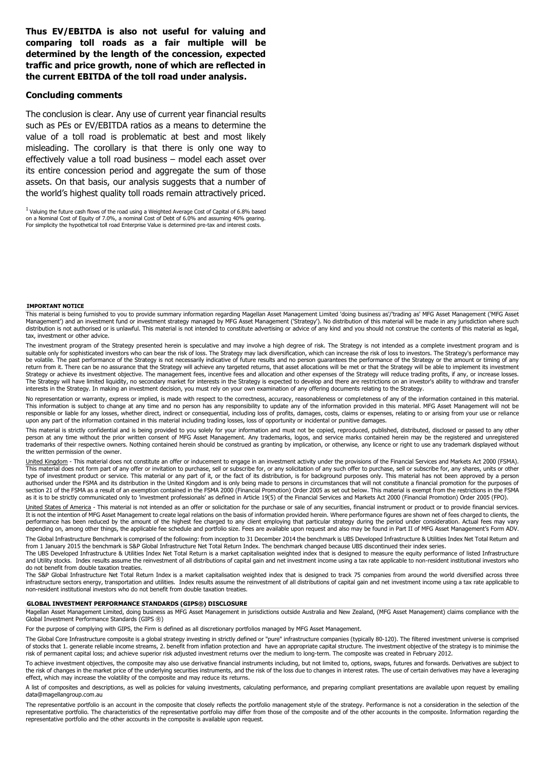**Thus EV/EBITDA is also not useful for valuing and comparing toll roads as a fair multiple will be determined by the length of the concession, expected traffic and price growth, none of which are reflected in the current EBITDA of the toll road under analysis.**

## Concluding comments

The conclusion is clear. Any use of current year financial results such as PEs or EV/EBITDA ratios as a means to determine the value of a toll road is problematic at best and most likely misleading. The corollary is that there is only one way to effectively value a toll road business – model each asset over its entire concession period and aggregate the sum of those assets. On that basis, our analysis suggests that a number of the world's highest quality toll roads remain attractively priced.

[1] Valuing the future cash flows of the road using a Weighted Average Cost of Capital of 6.8% based on a Nominal Cost of Equity of 7.0%, a nominal Cost of Debt of 6.0% and assuming 40% gearing. For simplicity the hypothetical toll road Enterprise Value is determined pre-tax and interest costs.

### IMPORTANT NOTICE

This material is being furnished to you to provide summary information regarding Magellan Asset Management Limited 'doing business as'/'trading as' MFG Asset Management ('MFG Asset Management') and an investment fund or investment strategy managed by MFG Asset Management ('Strategy'). No distribution of this material will be made in any jurisdiction where such distribution is not authorised or is unlawful. This material is not intended to constitute advertising or advice of any kind and you should not construe the contents of this material as legal, tax, investment or other advice.

The investment program of the Strategy presented herein is speculative and may involve a high degree of risk. The Strategy is not intended as a complete investment program and is suitable only for sophisticated investors who can bear the risk of loss. The Strategy may lack diversification, which can increase the risk of loss to investors. The Strategy's performance may be volatile. The past performance of the Strategy is not necessarily indicative of future results and no person guarantees the performance of the Strategy or the amount or timing of any return from it. There can be no assurance that the Strategy will achieve any targeted returns, that asset allocations will be met or that the Strategy will be able to implement its investment Strategy or achieve its investment objective. The management fees, incentive fees and allocation and other expenses of the Strategy will reduce trading profits, if any, or increase losses. The Strategy will have limited liquidity, no secondary market for interests in the Strategy is expected to develop and there are restrictions on an investor's ability to withdraw and transfer interests in the Strategy. In making an investment decision, you must rely on your own examination of any offering documents relating to the Strategy.

No representation or warranty, express or implied, is made with respect to the correctness, accuracy, reasonableness or completeness of any of the information contained in this material. This information is subject to change at any time and no person has any responsibility to update any of the information provided in this material. MFG Asset Management will not be responsible or liable for any losses, whether direct, indirect or consequential, including loss of profits, damages, costs, claims or expenses, relating to or arising from your use or reliance upon any part of the information contained in this material including trading losses, loss of opportunity or incidental or punitive damages.

This material is strictly confidential and is being provided to you solely for your information and must not be copied, reproduced, published, distributed, disclosed or passed to any other person at any time without the prior written consent of MFG Asset Management. Any trademarks, logos, and service marks contained herein may be the registered and unregistered trademarks of their respective owners. Nothing contained herein should be construed as granting by implication, or otherwise, any licence or right to use any trademark displayed without the written permission of the owner.

United Kingdom - This material does not constitute an offer or inducement to engage in an investment activity under the provisions of the Financial Services and Markets Act 2000 (FSMA). This material does not form part of any offer or invitation to purchase, sell or subscribe for, or any solicitation of any such offer to purchase, sell or subscribe for, any shares, units or other type of investment product or service. This material or any part of it, or the fact of its distribution, is for background purposes only. This material has not been approved by a person authorised under the FSMA and its distribution in the United Kingdom and is only being made to persons in circumstances that will not constitute a financial promotion for the purposes of section 21 of the FSMA as a result of an exemption contained in the FSMA 2000 (Financial Promotion) Order 2005 as set out below. This material is exempt from the restrictions in the FSMA as it is to be strictly communicated only to 'investment professionals' as defined in Article 19(5) of the Financial Services and Markets Act 2000 (Financial Promotion) Order 2005 (FPO).

United States of America - This material is not intended as an offer or solicitation for the purchase or sale of any securities, financial instrument or product or to provide financial services. It is not the intention of MFG Asset Management to create legal relations on the basis of information provided herein. Where performance figures are shown net of fees charged to clients, the performance has been reduced by the amount of the highest fee charged to any client employing that particular strategy during the period under consideration. Actual fees may vary depending on, among other things, the applicable fee schedule and portfolio size. Fees are available upon request and also may be found in Part II of MFG Asset Management's Form ADV.

The Global Infrastructure Benchmark is comprised of the following: from inception to 31 December 2014 the benchmark is UBS Developed Infrastructure & Utilities Index Net Total Return and from 1 January 2015 the benchmark is S&P Global Infrastructure Net Total Return Index. The benchmark changed because UBS discontinued their index series.

The UBS Developed Infrastructure & Utilities Index Net Total Return is a market capitalisation weighted index that is designed to measure the equity performance of listed Infrastructure and Utility stocks. Index results assume the reinvestment of all distributions of capital gain and net investment income using a tax rate applicable to non-resident institutional investors who do not benefit from double taxation treaties.

The S&P Global Infrastructure Net Total Return Index is a market capitalisation weighted index that is designed to track 75 companies from around the world diversified across three infrastructure sectors energy, transportation and utilities. Index results assume the reinvestment of all distributions of capital gain and net investment income using a tax rate applicable to non-resident institutional investors who do not benefit from double taxation treaties.

### GLOBAL INVESTMENT PERFORMANCE STANDARDS (GIPS®) DISCLOSURE

Magellan Asset Management Limited, doing business as MFG Asset Management in jurisdictions outside Australia and New Zealand, (MFG Asset Management) claims compliance with the Global Investment Performance Standards (GIPS ®)

For the purpose of complying with GIPS, the Firm is defined as all discretionary portfolios managed by MFG Asset Management.

The Global Core Infrastructure composite is a global strategy investing in strictly defined or "pure" infrastructure companies (typically 80-120). The filtered investment universe is comprised of stocks that 1. generate reliable income streams, 2. benefit from inflation protection and have an appropriate capital structure. The investment objective of the strategy is to minimise the risk of permanent capital loss; and achieve superior risk adjusted investment returns over the medium to long-term. The composite was created in February 2012.

To achieve investment objectives, the composite may also use derivative financial instruments including, but not limited to, options, swaps, futures and forwards. Derivatives are subject to the risk of changes in the market price of the underlying securities instruments, and the risk of the loss due to changes in interest rates. The use of certain derivatives may have a leveraging effect, which may increase the volatility of the composite and may reduce its returns.

A list of composites and descriptions, as well as policies for valuing investments, calculating performance, and preparing compliant presentations are available upon request by emailing data@magellangroup.com.au

The representative portfolio is an account in the composite that closely reflects the portfolio management style of the strategy. Performance is not a consideration in the selection of the representative portfolio. The characteristics of the representative portfolio may differ from those of the composite and of the other accounts in the composite. Information regarding the representative portfolio and the other accounts in the composite is available upon request.